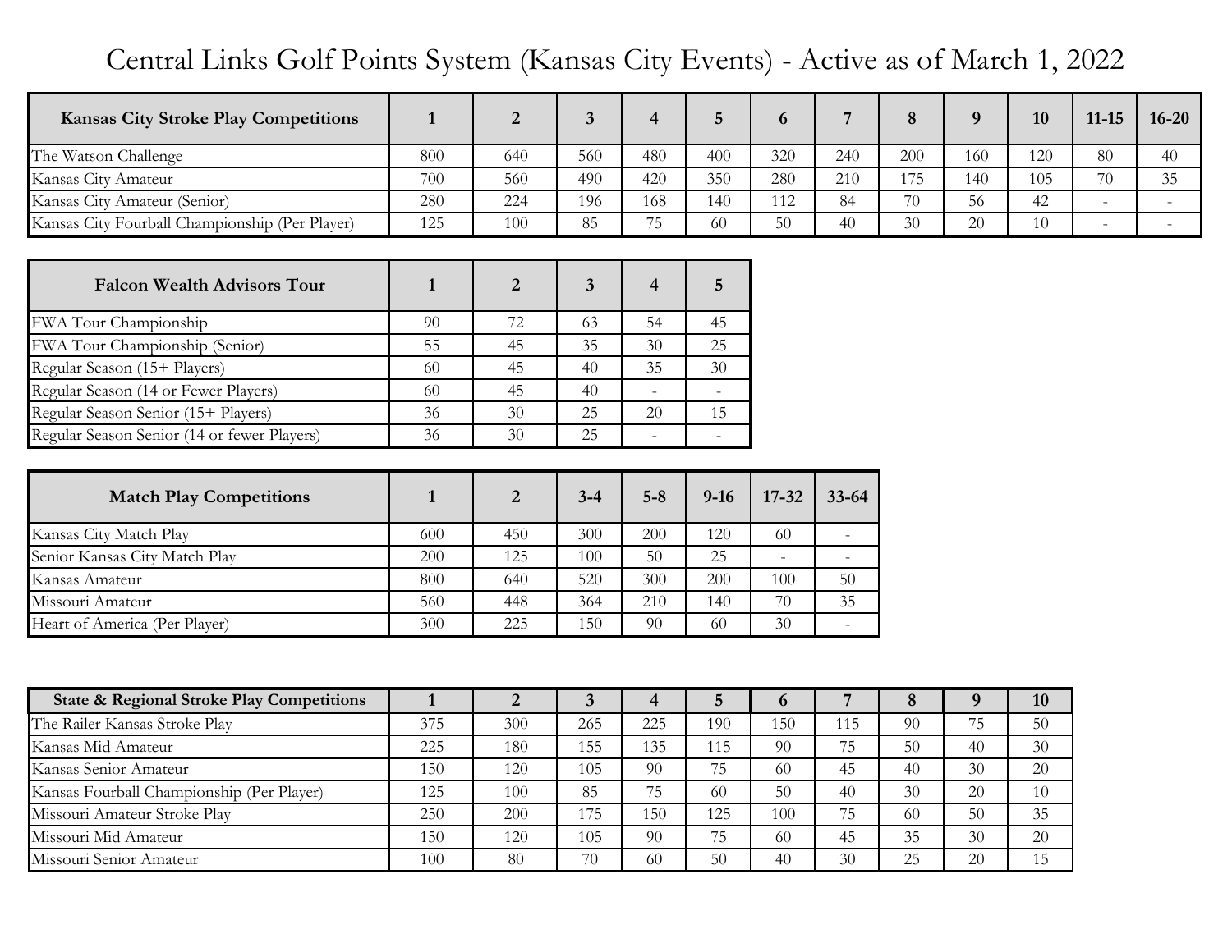# Central Links Golf Points System (Kansas City Events) - Active as of March 1, 2022

| Kansas City Stroke Play Competitions | 1 | 2 | 3 | 4 | 5 | 6 | 7 | 8 | 9 | 10 | 11-15 | 16-20 |
|---|---|---|---|---|---|---|---|---|---|---|---|---|
| The Watson Challenge | 800 | 640 | 560 | 480 | 400 | 320 | 240 | 200 | 160 | 120 | 80 | 40 |
| Kansas City Amateur | 700 | 560 | 490 | 420 | 350 | 280 | 210 | 175 | 140 | 105 | 70 | 35 |
| Kansas City Amateur (Senior) | 280 | 224 | 196 | 168 | 140 | 112 | 84 | 70 | 56 | 42 | - | - |
| Kansas City Fourball Championship (Per Player) | 125 | 100 | 85 | 75 | 60 | 50 | 40 | 30 | 20 | 10 | - | - |

| Falcon Wealth Advisors Tour | 1 | 2 | 3 | 4 | 5 |
|---|---|---|---|---|---|
| FWA Tour Championship | 90 | 72 | 63 | 54 | 45 |
| FWA Tour Championship (Senior) | 55 | 45 | 35 | 30 | 25 |
| Regular Season (15+ Players) | 60 | 45 | 40 | 35 | 30 |
| Regular Season (14 or Fewer Players) | 60 | 45 | 40 | - | - |
| Regular Season Senior (15+ Players) | 36 | 30 | 25 | 20 | 15 |
| Regular Season Senior (14 or fewer Players) | 36 | 30 | 25 | - | - |

| Match Play Competitions | 1 | 2 | 3-4 | 5-8 | 9-16 | 17-32 | 33-64 |
|---|---|---|---|---|---|---|---|
| Kansas City Match Play | 600 | 450 | 300 | 200 | 120 | 60 | - |
| Senior Kansas City Match Play | 200 | 125 | 100 | 50 | 25 | - | - |
| Kansas Amateur | 800 | 640 | 520 | 300 | 200 | 100 | 50 |
| Missouri Amateur | 560 | 448 | 364 | 210 | 140 | 70 | 35 |
| Heart of America (Per Player) | 300 | 225 | 150 | 90 | 60 | 30 | - |

| State & Regional Stroke Play Competitions | 1 | 2 | 3 | 4 | 5 | 6 | 7 | 8 | 9 | 10 |
|---|---|---|---|---|---|---|---|---|---|---|
| The Railer Kansas Stroke Play | 375 | 300 | 265 | 225 | 190 | 150 | 115 | 90 | 75 | 50 |
| Kansas Mid Amateur | 225 | 180 | 155 | 135 | 115 | 90 | 75 | 50 | 40 | 30 |
| Kansas Senior Amateur | 150 | 120 | 105 | 90 | 75 | 60 | 45 | 40 | 30 | 20 |
| Kansas Fourball Championship (Per Player) | 125 | 100 | 85 | 75 | 60 | 50 | 40 | 30 | 20 | 10 |
| Missouri Amateur Stroke Play | 250 | 200 | 175 | 150 | 125 | 100 | 75 | 60 | 50 | 35 |
| Missouri Mid Amateur | 150 | 120 | 105 | 90 | 75 | 60 | 45 | 35 | 30 | 20 |
| Missouri Senior Amateur | 100 | 80 | 70 | 60 | 50 | 40 | 30 | 25 | 20 | 15 |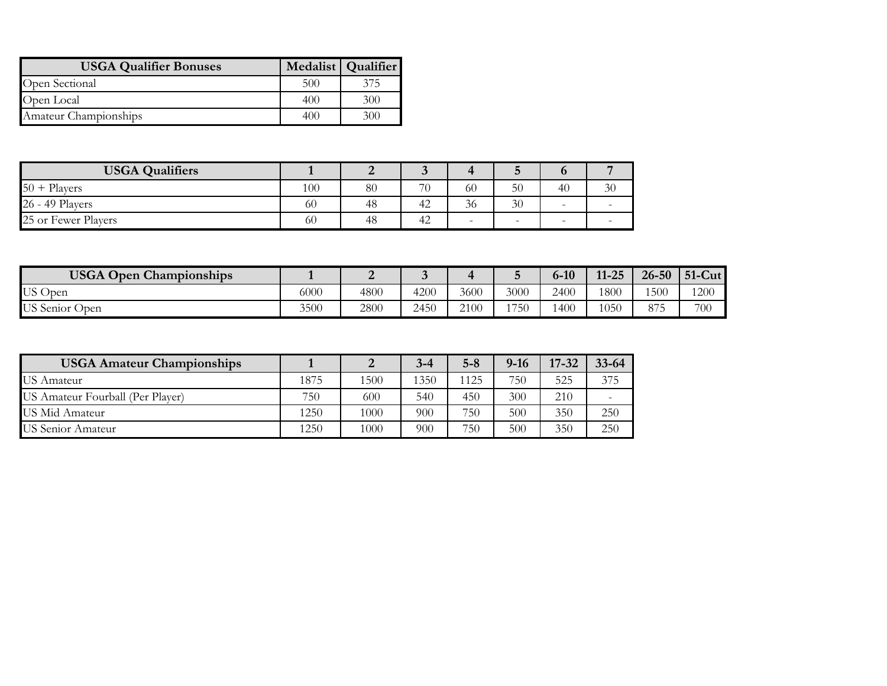| USGA Qualifier Bonuses | Medalist | Qualifier |
| --- | --- | --- |
| Open Sectional | 500 | 375 |
| Open Local | 400 | 300 |
| Amateur Championships | 400 | 300 |

| USGA Qualifiers | 1 | 2 | 3 | 4 | 5 | 6 | 7 |
| --- | --- | --- | --- | --- | --- | --- | --- |
| 50 + Players | 100 | 80 | 70 | 60 | 50 | 40 | 30 |
| 26 - 49 Players | 60 | 48 | 42 | 36 | 30 | - | - |
| 25 or Fewer Players | 60 | 48 | 42 | - | - | - | - |

| USGA Open Championships | 1 | 2 | 3 | 4 | 5 | 6-10 | 11-25 | 26-50 | 51-Cut |
| --- | --- | --- | --- | --- | --- | --- | --- | --- | --- |
| US Open | 6000 | 4800 | 4200 | 3600 | 3000 | 2400 | 1800 | 1500 | 1200 |
| US Senior Open | 3500 | 2800 | 2450 | 2100 | 1750 | 1400 | 1050 | 875 | 700 |

| USGA Amateur Championships | 1 | 2 | 3-4 | 5-8 | 9-16 | 17-32 | 33-64 |
| --- | --- | --- | --- | --- | --- | --- | --- |
| US Amateur | 1875 | 1500 | 1350 | 1125 | 750 | 525 | 375 |
| US Amateur Fourball (Per Player) | 750 | 600 | 540 | 450 | 300 | 210 | - |
| US Mid Amateur | 1250 | 1000 | 900 | 750 | 500 | 350 | 250 |
| US Senior Amateur | 1250 | 1000 | 900 | 750 | 500 | 350 | 250 |